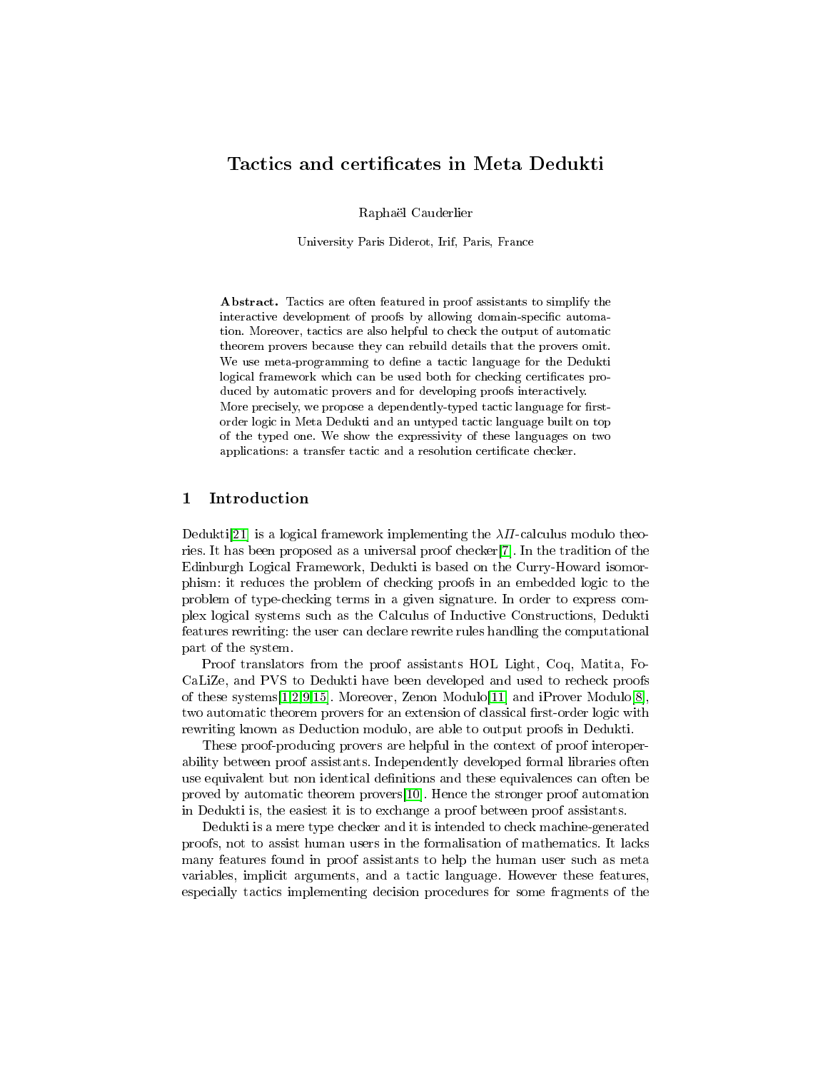# Tactics and certificates in Meta Dedukti

Raphaël Cauderlier

University Paris Diderot, Irif, Paris, France

**Abstract.** Tactics are often featured in proof assistants to simplify the interactive development of proofs by allowing domain-specific automation. Moreover, tactics are also helpful to check the output of automatic theorem provers because they can rebuild details that the provers omit. We use meta-programming to define a tactic language for the Dedukti logical framework which can be used both for checking certificates produced by automatic provers and for developing proofs interactively. More precisely, we propose a dependently-typed tactic language for first-order logic in Meta Dedukti and an untyped tactic language built on top of the typed one. We show the expressivity of these languages on two applications: a transfer tactic and a resolution certificate checker.

## 1 Introduction

Dedukti[21] is a logical framework implementing the $\lambda\Pi$-calculus modulo theories. It has been proposed as a universal proof checker[7]. In the tradition of the Edinburgh Logical Framework, Dedukti is based on the Curry-Howard isomorphism: it reduces the problem of checking proofs in an embedded logic to the problem of type-checking terms in a given signature. In order to express complex logical systems such as the Calculus of Inductive Constructions, Dedukti features rewriting: the user can declare rewrite rules handling the computational part of the system.

Proof translators from the proof assistants HOL Light, Coq, Matita, FoCaLiZe, and PVS to Dedukti have been developed and used to recheck proofs of these systems[1,2,9,15]. Moreover, Zenon Modulo[11] and iProver Modulo[8], two automatic theorem provers for an extension of classical first-order logic with rewriting known as Deduction modulo, are able to output proofs in Dedukti.

These proof-producing provers are helpful in the context of proof interoperability between proof assistants. Independently developed formal libraries often use equivalent but non identical definitions and these equivalences can often be proved by automatic theorem provers[10]. Hence the stronger proof automation in Dedukti is, the easiest it is to exchange a proof between proof assistants.

Dedukti is a mere type checker and it is intended to check machine-generated proofs, not to assist human users in the formalisation of mathematics. It lacks many features found in proof assistants to help the human user such as meta variables, implicit arguments, and a tactic language. However these features, especially tactics implementing decision procedures for some fragments of the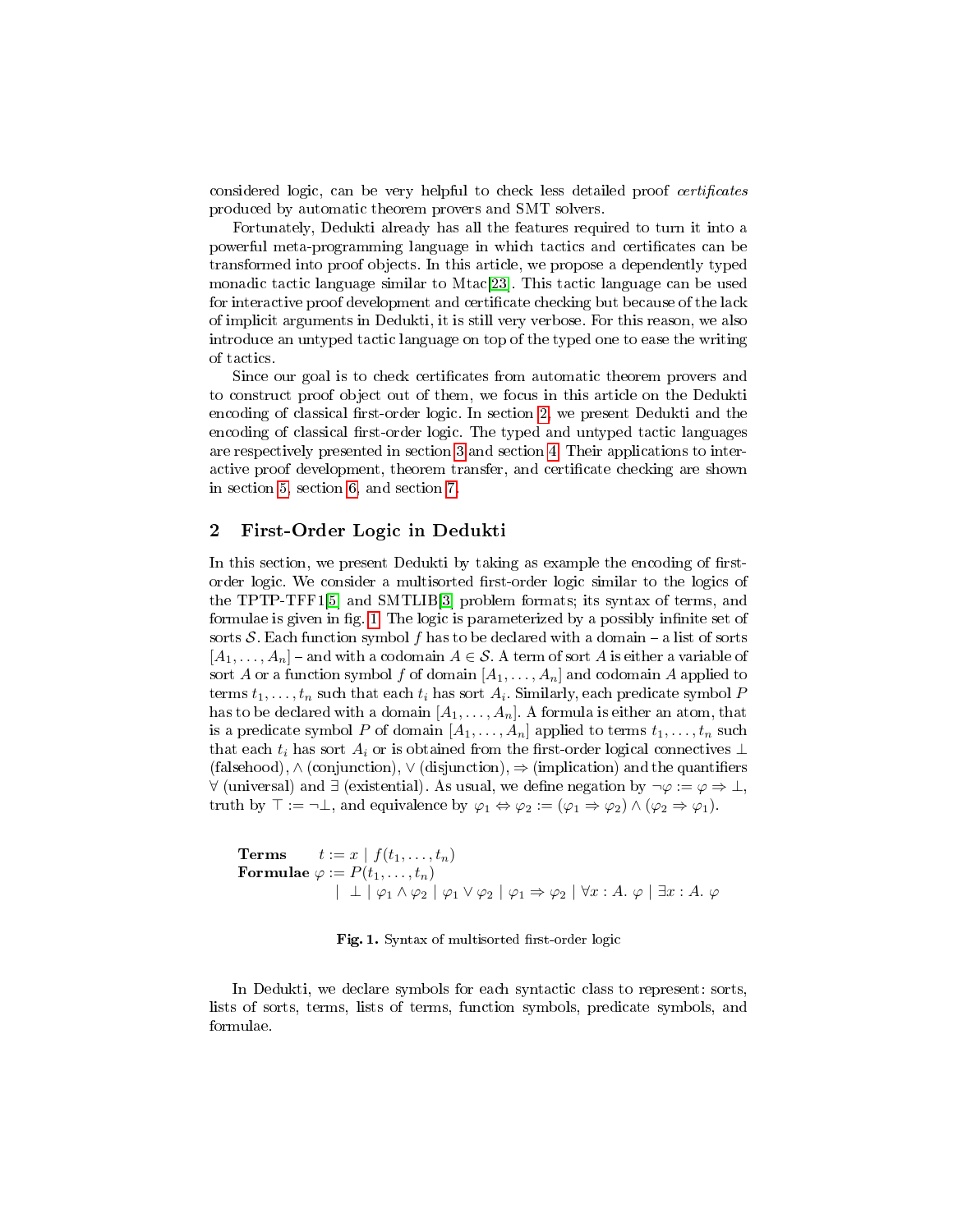considered logic, can be very helpful to check less detailed proof *certificates* produced by automatic theorem provers and SMT solvers.

Fortunately, Dedukti already has all the features required to turn it into a powerful meta-programming language in which tactics and certificates can be transformed into proof objects. In this article, we propose a dependently typed monadic tactic language similar to Mtac[23]. This tactic language can be used for interactive proof development and certificate checking but because of the lack of implicit arguments in Dedukti, it is still very verbose. For this reason, we also introduce an untyped tactic language on top of the typed one to ease the writing of tactics.

Since our goal is to check certificates from automatic theorem provers and to construct proof object out of them, we focus in this article on the Dedukti encoding of classical first-order logic. In section 2, we present Dedukti and the encoding of classical first-order logic. The typed and untyped tactic languages are respectively presented in section 3 and section 4. Their applications to interactive proof development, theorem transfer, and certificate checking are shown in section 5, section 6, and section 7.

## 2 First-Order Logic in Dedukti

In this section, we present Dedukti by taking as example the encoding of first-order logic. We consider a multisorted first-order logic similar to the logics of the TPTP-TFF1[5] and SMTLIB[3] problem formats; its syntax of terms, and formulae is given in fig. 1. The logic is parameterized by a possibly infinite set of sorts $\mathcal{S}$. Each function symbol $f$ has to be declared with a domain – a list of sorts $[A_1, \ldots, A_n]$ – and with a codomain $A \in \mathcal{S}$. A term of sort $A$ is either a variable of sort $A$ or a function symbol $f$ of domain $[A_1, \ldots, A_n]$ and codomain $A$ applied to terms $t_1, \ldots, t_n$ such that each $t_i$ has sort $A_i$. Similarly, each predicate symbol $P$ has to be declared with a domain $[A_1, \ldots, A_n]$. A formula is either an atom, that is a predicate symbol $P$ of domain $[A_1, \ldots, A_n]$ applied to terms $t_1, \ldots, t_n$ such that each $t_i$ has sort $A_i$ or is obtained from the first-order logical connectives $\bot$ (falsehood), $\wedge$ (conjunction), $\vee$ (disjunction), $\Rightarrow$ (implication) and the quantifiers $\forall$ (universal) and $\exists$ (existential). As usual, we define negation by $\neg\varphi := \varphi \Rightarrow \bot$, truth by $\top := \neg\bot$, and equivalence by $\varphi_1 \Leftrightarrow \varphi_2 := (\varphi_1 \Rightarrow \varphi_2) \wedge (\varphi_2 \Rightarrow \varphi_1)$.

$$
\begin{array}{ll}
\textbf{Terms} & t := x \mid f(t_1, \ldots, t_n) \\
\textbf{Formulae} & \varphi := P(t_1, \ldots, t_n) \\
& \quad \mid \ \bot \mid \varphi_1 \wedge \varphi_2 \mid \varphi_1 \vee \varphi_2 \mid \varphi_1 \Rightarrow \varphi_2 \mid \forall x : A.\ \varphi \mid \exists x : A.\ \varphi
\end{array}
$$

**Fig. 1.** Syntax of multisorted first-order logic

In Dedukti, we declare symbols for each syntactic class to represent: sorts, lists of sorts, terms, lists of terms, function symbols, predicate symbols, and formulae.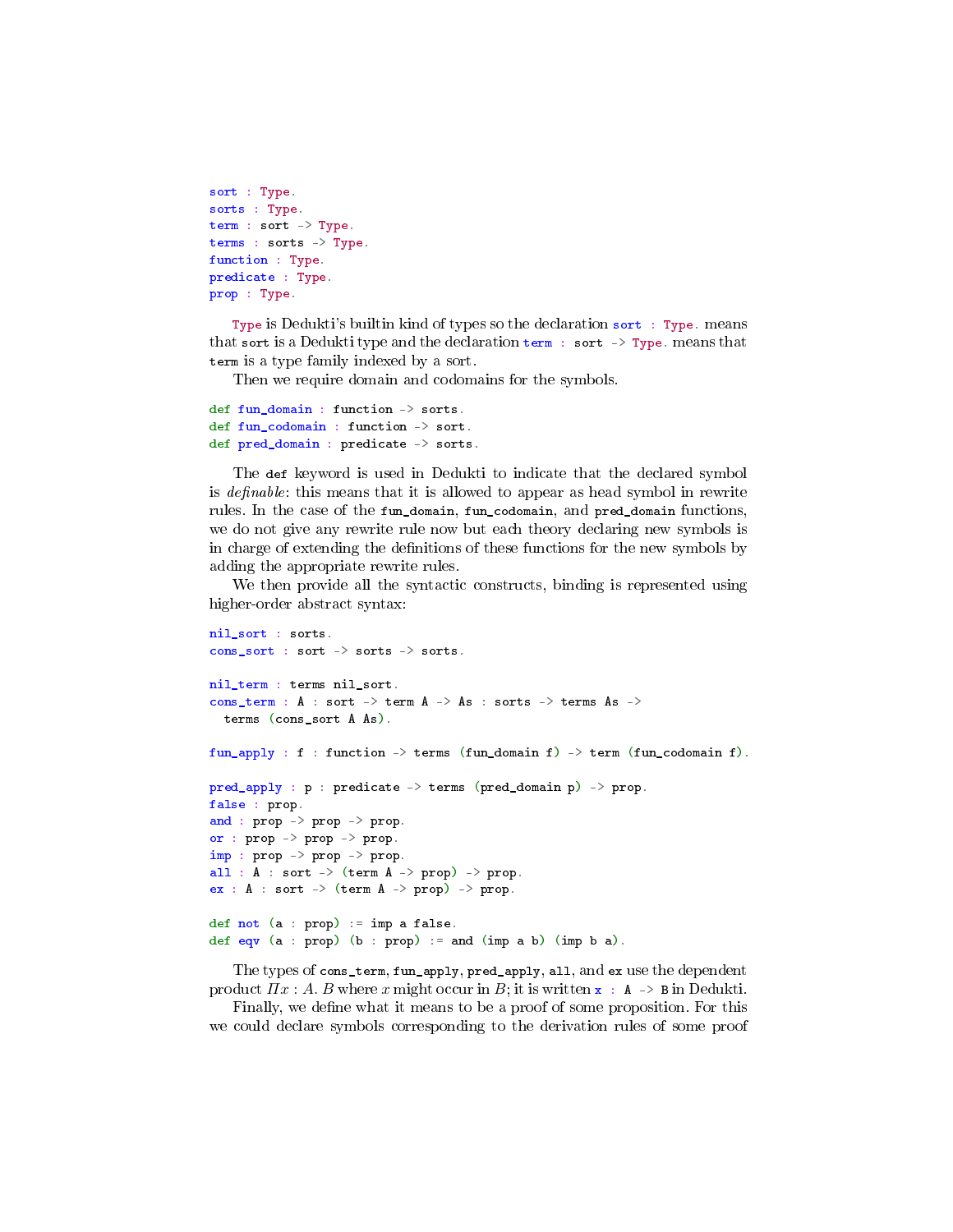```
sort : Type.
sorts : Type.
term : sort -> Type.
terms : sorts -> Type.
function : Type.
predicate : Type.
prop : Type.
```

`Type` is Dedukti's builtin kind of types so the declaration `sort : Type.` means that `sort` is a Dedukti type and the declaration `term : sort -> Type.` means that `term` is a type family indexed by a sort.

Then we require domain and codomains for the symbols.

```
def fun_domain : function -> sorts.
def fun_codomain : function -> sort.
def pred_domain : predicate -> sorts.
```

The `def` keyword is used in Dedukti to indicate that the declared symbol is *definable*: this means that it is allowed to appear as head symbol in rewrite rules. In the case of the `fun_domain`, `fun_codomain`, and `pred_domain` functions, we do not give any rewrite rule now but each theory declaring new symbols is in charge of extending the definitions of these functions for the new symbols by adding the appropriate rewrite rules.

We then provide all the syntactic constructs, binding is represented using higher-order abstract syntax:

```
nil_sort : sorts.
cons_sort : sort -> sorts -> sorts.

nil_term : terms nil_sort.
cons_term : A : sort -> term A -> As : sorts -> terms As ->
  terms (cons_sort A As).

fun_apply : f : function -> terms (fun_domain f) -> term (fun_codomain f).

pred_apply : p : predicate -> terms (pred_domain p) -> prop.
false : prop.
and : prop -> prop -> prop.
or : prop -> prop -> prop.
imp : prop -> prop -> prop.
all : A : sort -> (term A -> prop) -> prop.
ex : A : sort -> (term A -> prop) -> prop.

def not (a : prop) := imp a false.
def eqv (a : prop) (b : prop) := and (imp a b) (imp b a).
```

The types of `cons_term`, `fun_apply`, `pred_apply`, `all`, and `ex` use the dependent product $\Pi x : A.\ B$ where $x$ might occur in $B$; it is written `x : A -> B` in Dedukti.

Finally, we define what it means to be a proof of some proposition. For this we could declare symbols corresponding to the derivation rules of some proof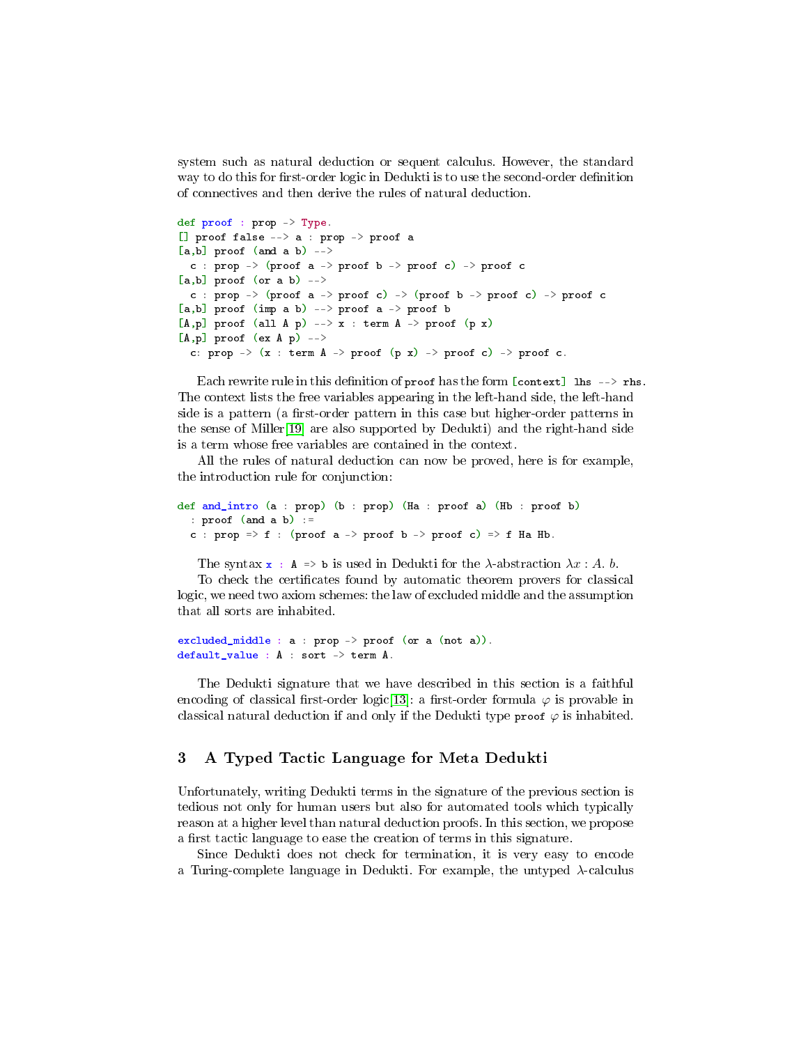system such as natural deduction or sequent calculus. However, the standard way to do this for first-order logic in Dedukti is to use the second-order definition of connectives and then derive the rules of natural deduction.

```
def proof : prop -> Type.
[] proof false --> a : prop -> proof a
[a,b] proof (and a b) -->
  c : prop -> (proof a -> proof b -> proof c) -> proof c
[a,b] proof (or a b) -->
  c : prop -> (proof a -> proof c) -> (proof b -> proof c) -> proof c
[a,b] proof (imp a b) --> proof a -> proof b
[A,p] proof (all A p) --> x : term A -> proof (p x)
[A,p] proof (ex A p) -->
  c: prop -> (x : term A -> proof (p x) -> proof c) -> proof c.
```

Each rewrite rule in this definition of `proof` has the form `[context] lhs --> rhs`. The context lists the free variables appearing in the left-hand side, the left-hand side is a pattern (a first-order pattern in this case but higher-order patterns in the sense of Miller[19] are also supported by Dedukti) and the right-hand side is a term whose free variables are contained in the context.

All the rules of natural deduction can now be proved, here is for example, the introduction rule for conjunction:

```
def and_intro (a : prop) (b : prop) (Ha : proof a) (Hb : proof b)
  : proof (and a b) :=
  c : prop => f : (proof a -> proof b -> proof c) => f Ha Hb.
```

The syntax `x : A => b` is used in Dedukti for the $\lambda$-abstraction $\lambda x : A.\ b$.

To check the certificates found by automatic theorem provers for classical logic, we need two axiom schemes: the law of excluded middle and the assumption that all sorts are inhabited.

```
excluded_middle : a : prop -> proof (or a (not a)).
default_value : A : sort -> term A.
```

The Dedukti signature that we have described in this section is a faithful encoding of classical first-order logic[13]: a first-order formula $\varphi$ is provable in classical natural deduction if and only if the Dedukti type `proof` $\varphi$ is inhabited.

## 3 A Typed Tactic Language for Meta Dedukti

Unfortunately, writing Dedukti terms in the signature of the previous section is tedious not only for human users but also for automated tools which typically reason at a higher level than natural deduction proofs. In this section, we propose a first tactic language to ease the creation of terms in this signature.

Since Dedukti does not check for termination, it is very easy to encode a Turing-complete language in Dedukti. For example, the untyped $\lambda$-calculus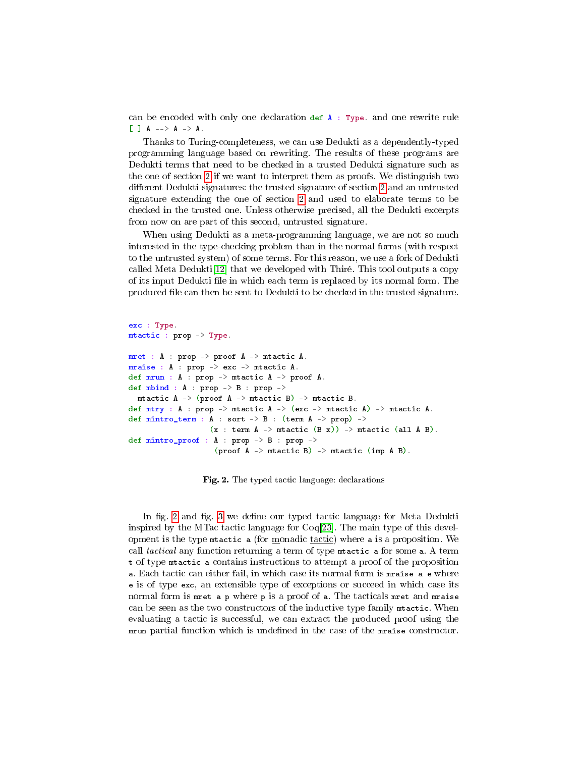can be encoded with only one declaration `def A : Type.` and one rewrite rule `[ ] A --> A -> A.`

Thanks to Turing-completeness, we can use Dedukti as a dependently-typed programming language based on rewriting. The results of these programs are Dedukti terms that need to be checked in a trusted Dedukti signature such as the one of section 2 if we want to interpret them as proofs. We distinguish two different Dedukti signatures: the trusted signature of section 2 and an untrusted signature extending the one of section 2 and used to elaborate terms to be checked in the trusted one. Unless otherwise precised, all the Dedukti excerpts from now on are part of this second, untrusted signature.

When using Dedukti as a meta-programming language, we are not so much interested in the type-checking problem than in the normal forms (with respect to the untrusted system) of some terms. For this reason, we use a fork of Dedukti called Meta Dedukti[12] that we developed with Thiré. This tool outputs a copy of its input Dedukti file in which each term is replaced by its normal form. The produced file can then be sent to Dedukti to be checked in the trusted signature.

```
exc : Type.
mtactic : prop -> Type.

mret : A : prop -> proof A -> mtactic A.
mraise : A : prop -> exc -> mtactic A.
def mrun : A : prop -> mtactic A -> proof A.
def mbind : A : prop -> B : prop ->
  mtactic A -> (proof A -> mtactic B) -> mtactic B.
def mtry : A : prop -> mtactic A -> (exc -> mtactic A) -> mtactic A.
def mintro_term : A : sort -> B : (term A -> prop) ->
                  (x : term A -> mtactic (B x)) -> mtactic (all A B).
def mintro_proof : A : prop -> B : prop ->
                   (proof A -> mtactic B) -> mtactic (imp A B).
```

**Fig. 2.** The typed tactic language: declarations

In fig. 2 and fig. 3 we define our typed tactic language for Meta Dedukti inspired by the MTac tactic language for Coq[23]. The main type of this development is the type `mtactic a` (for monadic tactic) where `a` is a proposition. We call *tactical* any function returning a term of type `mtactic a` for some `a`. A term `t` of type `mtactic a` contains instructions to attempt a proof of the proposition `a`. Each tactic can either fail, in which case its normal form is `mraise a e` where `e` is of type `exc`, an extensible type of exceptions or succeed in which case its normal form is `mret a p` where `p` is a proof of `a`. The tacticals `mret` and `mraise` can be seen as the two constructors of the inductive type family `mtactic`. When evaluating a tactic is successful, we can extract the produced proof using the `mrun` partial function which is undefined in the case of the `mraise` constructor.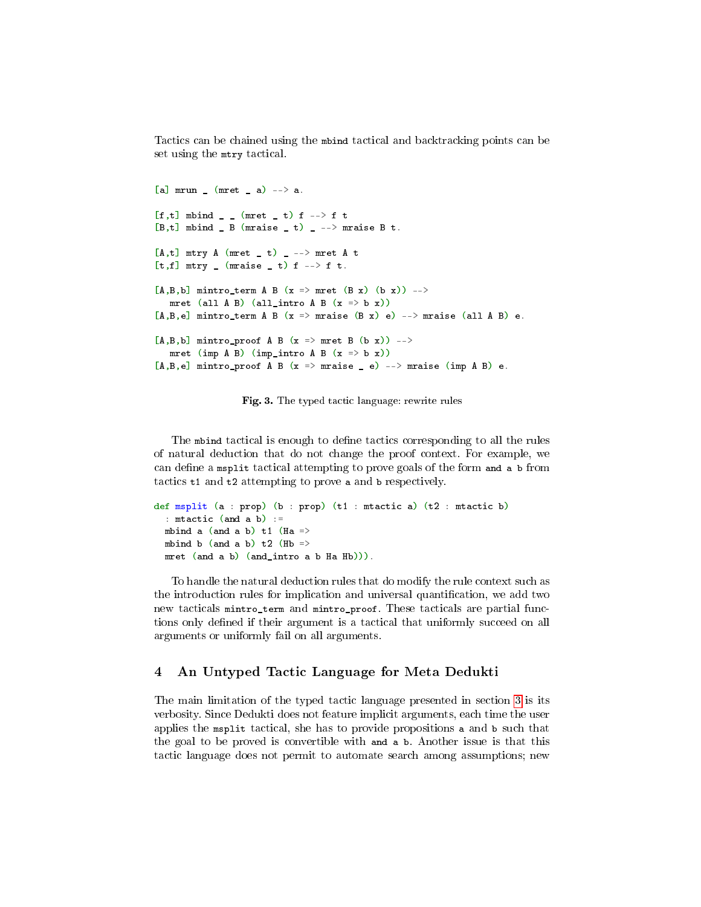Tactics can be chained using the `mbind` tactical and backtracking points can be set using the `mtry` tactical.

```
[a] mrun _ (mret _ a) --> a.

[f,t] mbind _ _ (mret _ t) f --> f t
[B,t] mbind _ B (mraise _ t) _ --> mraise B t.

[A,t] mtry A (mret _ t) _ --> mret A t
[t,f] mtry _ (mraise _ t) f --> f t.

[A,B,b] mintro_term A B (x => mret (B x) (b x)) -->
   mret (all A B) (all_intro A B (x => b x))
[A,B,e] mintro_term A B (x => mraise (B x) e) --> mraise (all A B) e.

[A,B,b] mintro_proof A B (x => mret B (b x)) -->
   mret (imp A B) (imp_intro A B (x => b x))
[A,B,e] mintro_proof A B (x => mraise _ e) --> mraise (imp A B) e.
```

**Fig. 3.** The typed tactic language: rewrite rules

The `mbind` tactical is enough to define tactics corresponding to all the rules of natural deduction that do not change the proof context. For example, we can define a `msplit` tactical attempting to prove goals of the form `and a b` from tactics `t1` and `t2` attempting to prove `a` and `b` respectively.

```
def msplit (a : prop) (b : prop) (t1 : mtactic a) (t2 : mtactic b)
  : mtactic (and a b) :=
  mbind a (and a b) t1 (Ha =>
  mbind b (and a b) t2 (Hb =>
  mret (and a b) (and_intro a b Ha Hb))).
```

To handle the natural deduction rules that do modify the rule context such as the introduction rules for implication and universal quantification, we add two new tacticals `mintro_term` and `mintro_proof`. These tacticals are partial functions only defined if their argument is a tactical that uniformly succeed on all arguments or uniformly fail on all arguments.

## 4 An Untyped Tactic Language for Meta Dedukti

The main limitation of the typed tactic language presented in section 3 is its verbosity. Since Dedukti does not feature implicit arguments, each time the user applies the `msplit` tactical, she has to provide propositions `a` and `b` such that the goal to be proved is convertible with `and a b`. Another issue is that this tactic language does not permit to automate search among assumptions; new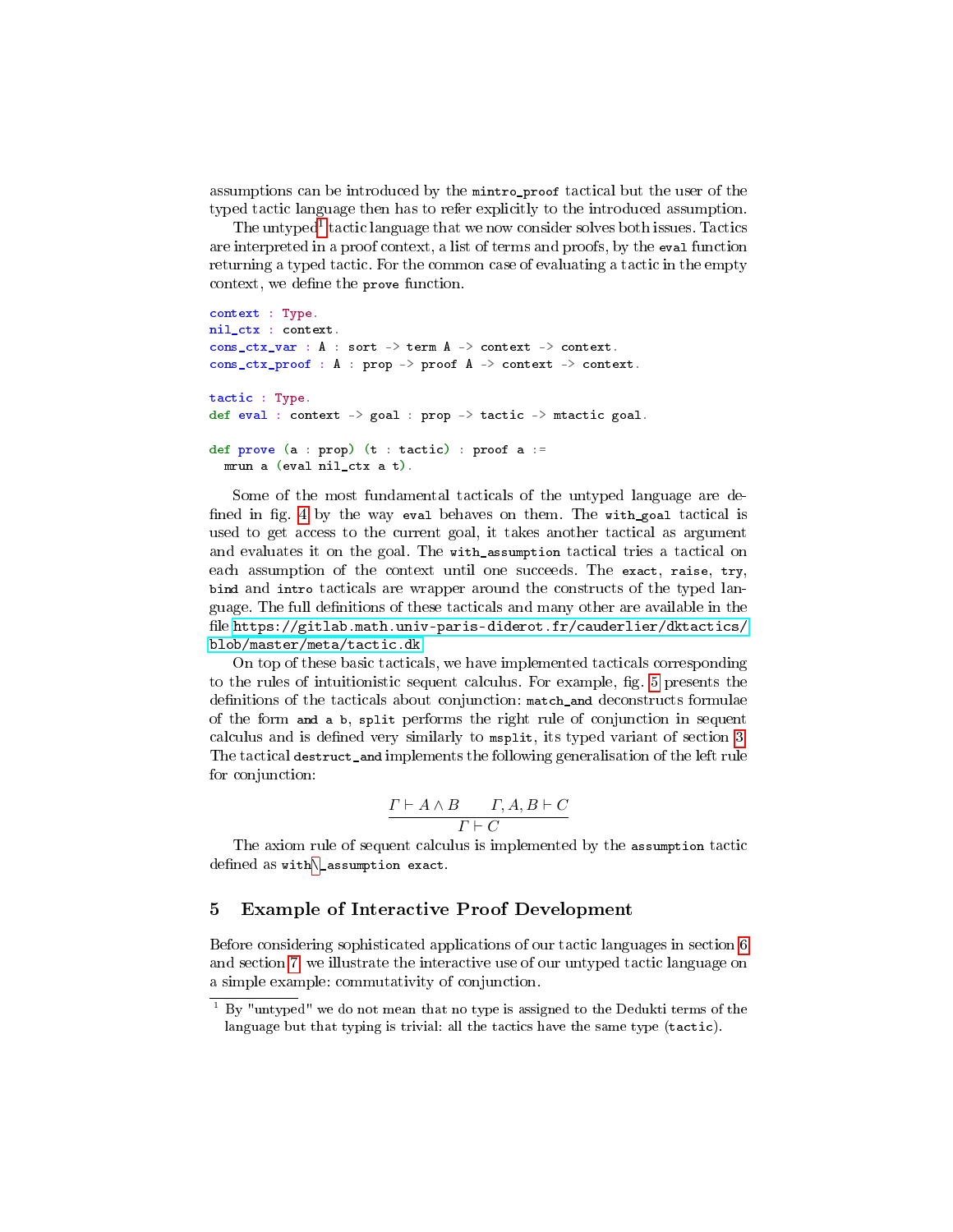assumptions can be introduced by the `mintro_proof` tactical but the user of the typed tactic language then has to refer explicitly to the introduced assumption.

The untyped[1] tactic language that we now consider solves both issues. Tactics are interpreted in a proof context, a list of terms and proofs, by the `eval` function returning a typed tactic. For the common case of evaluating a tactic in the empty context, we define the `prove` function.

```
context : Type.
nil_ctx : context.
cons_ctx_var : A : sort -> term A -> context -> context.
cons_ctx_proof : A : prop -> proof A -> context -> context.

tactic : Type.
def eval : context -> goal : prop -> tactic -> mtactic goal.

def prove (a : prop) (t : tactic) : proof a :=
  mrun a (eval nil_ctx a t).
```

Some of the most fundamental tacticals of the untyped language are defined in fig. 4 by the way `eval` behaves on them. The `with_goal` tactical is used to get access to the current goal, it takes another tactical as argument and evaluates it on the goal. The `with_assumption` tactical tries a tactical on each assumption of the context until one succeeds. The `exact`, `raise`, `try`, `bind` and `intro` tacticals are wrapper around the constructs of the typed language. The full definitions of these tacticals and many other are available in the file https://gitlab.math.univ-paris-diderot.fr/cauderlier/dktactics/blob/master/meta/tactic.dk

On top of these basic tacticals, we have implemented tacticals corresponding to the rules of intuitionistic sequent calculus. For example, fig. 5 presents the definitions of the tacticals about conjunction: `match_and` deconstructs formulae of the form `and a b`, `split` performs the right rule of conjunction in sequent calculus and is defined very similarly to `msplit`, its typed variant of section 3. The tactical `destruct_and` implements the following generalisation of the left rule for conjunction:

$$\frac{\Gamma \vdash A \wedge B \qquad \Gamma, A, B \vdash C}{\Gamma \vdash C}$$

The axiom rule of sequent calculus is implemented by the `assumption` tactic defined as `with\_assumption exact`.

## 5 Example of Interactive Proof Development

Before considering sophisticated applications of our tactic languages in section 6 and section 7, we illustrate the interactive use of our untyped tactic language on a simple example: commutativity of conjunction.

---

[1] By "untyped" we do not mean that no type is assigned to the Dedukti terms of the language but that typing is trivial: all the tactics have the same type (`tactic`).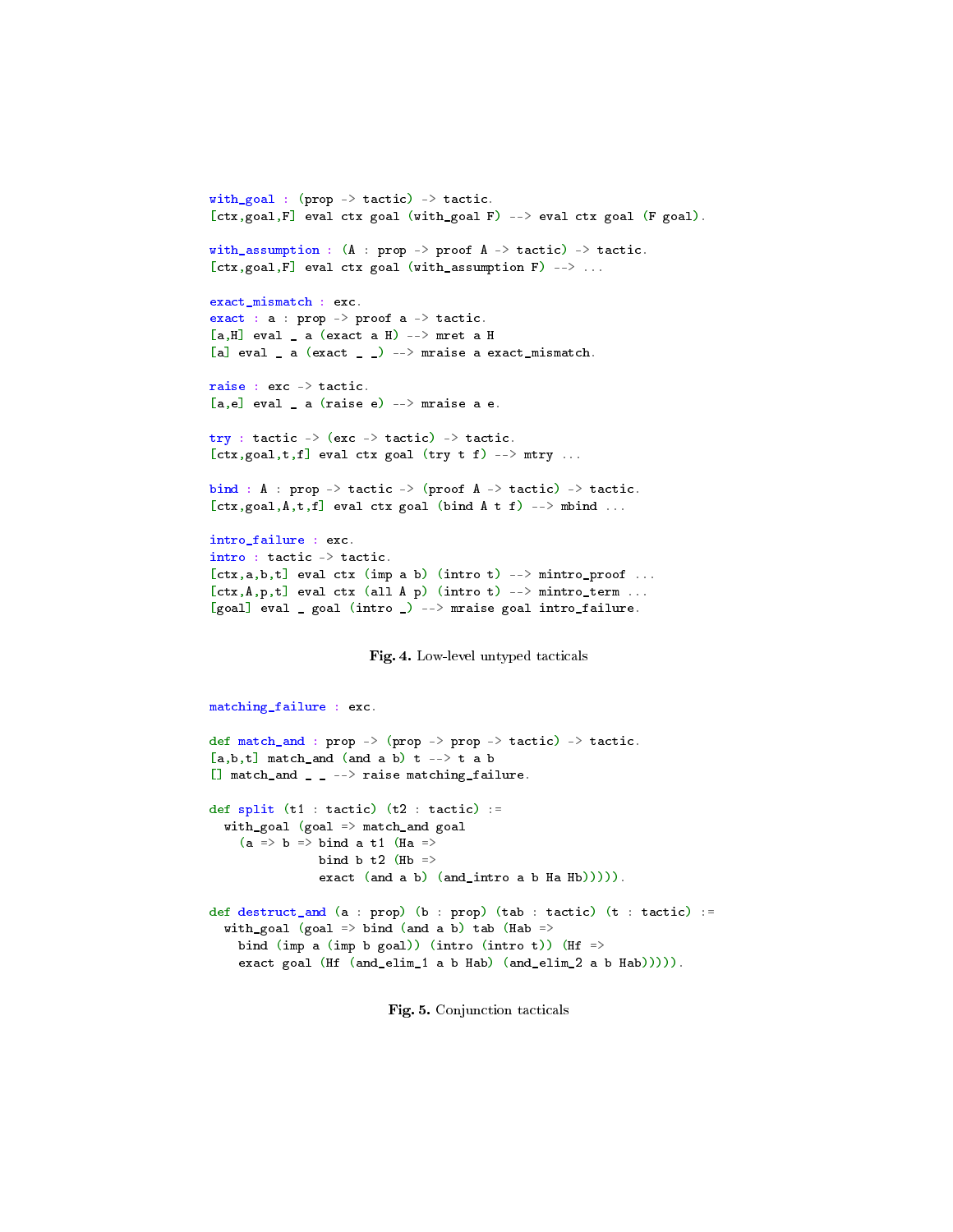```
with_goal : (prop -> tactic) -> tactic.
[ctx,goal,F] eval ctx goal (with_goal F) --> eval ctx goal (F goal).

with_assumption : (A : prop -> proof A -> tactic) -> tactic.
[ctx,goal,F] eval ctx goal (with_assumption F) --> ...

exact_mismatch : exc.
exact : a : prop -> proof a -> tactic.
[a,H] eval _ a (exact a H) --> mret a H
[a] eval _ a (exact _ _) --> mraise a exact_mismatch.

raise : exc -> tactic.
[a,e] eval _ a (raise e) --> mraise a e.

try : tactic -> (exc -> tactic) -> tactic.
[ctx,goal,t,f] eval ctx goal (try t f) --> mtry ...

bind : A : prop -> tactic -> (proof A -> tactic) -> tactic.
[ctx,goal,A,t,f] eval ctx goal (bind A t f) --> mbind ...

intro_failure : exc.
intro : tactic -> tactic.
[ctx,a,b,t] eval ctx (imp a b) (intro t) --> mintro_proof ...
[ctx,A,p,t] eval ctx (all A p) (intro t) --> mintro_term ...
[goal] eval _ goal (intro _) --> mraise goal intro_failure.
```

**Fig. 4.** Low-level untyped tacticals

```
matching_failure : exc.

def match_and : prop -> (prop -> prop -> tactic) -> tactic.
[a,b,t] match_and (and a b) t --> t a b
[] match_and _ _ --> raise matching_failure.

def split (t1 : tactic) (t2 : tactic) :=
  with_goal (goal => match_and goal
    (a => b => bind a t1 (Ha =>
               bind b t2 (Hb =>
               exact (and a b) (and_intro a b Ha Hb))))).

def destruct_and (a : prop) (b : prop) (tab : tactic) (t : tactic) :=
  with_goal (goal => bind (and a b) tab (Hab =>
    bind (imp a (imp b goal)) (intro (intro t)) (Hf =>
    exact goal (Hf (and_elim_1 a b Hab) (and_elim_2 a b Hab))))).
```

**Fig. 5.** Conjunction tacticals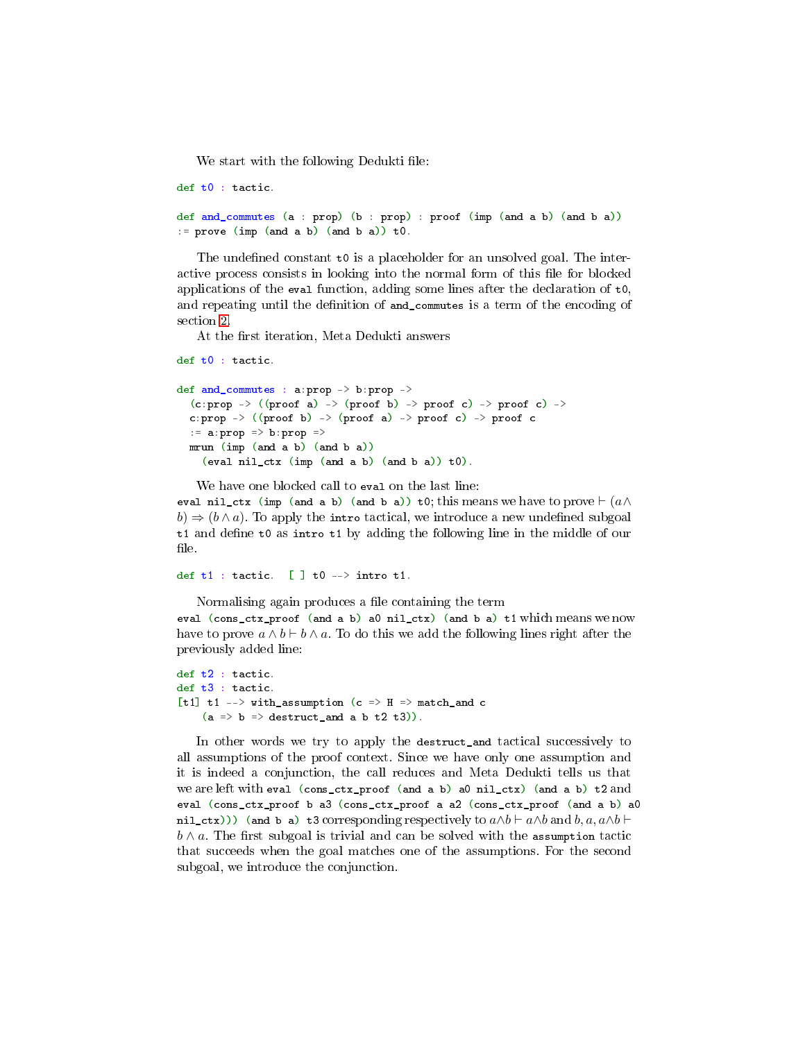We start with the following Dedukti file:

```
def t0 : tactic.

def and_commutes (a : prop) (b : prop) : proof (imp (and a b) (and b a))
:= prove (imp (and a b) (and b a)) t0.
```

The undefined constant `t0` is a placeholder for an unsolved goal. The interactive process consists in looking into the normal form of this file for blocked applications of the `eval` function, adding some lines after the declaration of `t0`, and repeating until the definition of `and_commutes` is a term of the encoding of section 2.

At the first iteration, Meta Dedukti answers

```
def t0 : tactic.

def and_commutes : a:prop -> b:prop ->
  (c:prop -> ((proof a) -> (proof b) -> proof c) -> proof c) ->
  c:prop -> ((proof b) -> (proof a) -> proof c) -> proof c
  := a:prop => b:prop =>
  mrun (imp (and a b) (and b a))
    (eval nil_ctx (imp (and a b) (and b a)) t0).
```

We have one blocked call to `eval` on the last line: `eval nil_ctx (imp (and a b) (and b a)) t0`; this means we have to prove $\vdash (a \wedge b) \Rightarrow (b \wedge a)$. To apply the `intro` tactical, we introduce a new undefined subgoal `t1` and define `t0` as `intro t1` by adding the following line in the middle of our file.

```
def t1 : tactic.  [ ] t0 --> intro t1.
```

Normalising again produces a file containing the term `eval (cons_ctx_proof (and a b) a0 nil_ctx) (and b a) t1` which means we now have to prove $a \wedge b \vdash b \wedge a$. To do this we add the following lines right after the previously added line:

```
def t2 : tactic.
def t3 : tactic.
[t1] t1 --> with_assumption (c => H => match_and c
    (a => b => destruct_and a b t2 t3)).
```

In other words we try to apply the `destruct_and` tactical successively to all assumptions of the proof context. Since we have only one assumption and it is indeed a conjunction, the call reduces and Meta Dedukti tells us that we are left with `eval (cons_ctx_proof (and a b) a0 nil_ctx) (and a b) t2` and `eval (cons_ctx_proof b a3 (cons_ctx_proof a a2 (cons_ctx_proof (and a b) a0 nil_ctx))) (and b a) t3` corresponding respectively to $a \wedge b \vdash a \wedge b$ and $b, a, a \wedge b \vdash b \wedge a$. The first subgoal is trivial and can be solved with the `assumption` tactic that succeeds when the goal matches one of the assumptions. For the second subgoal, we introduce the conjunction.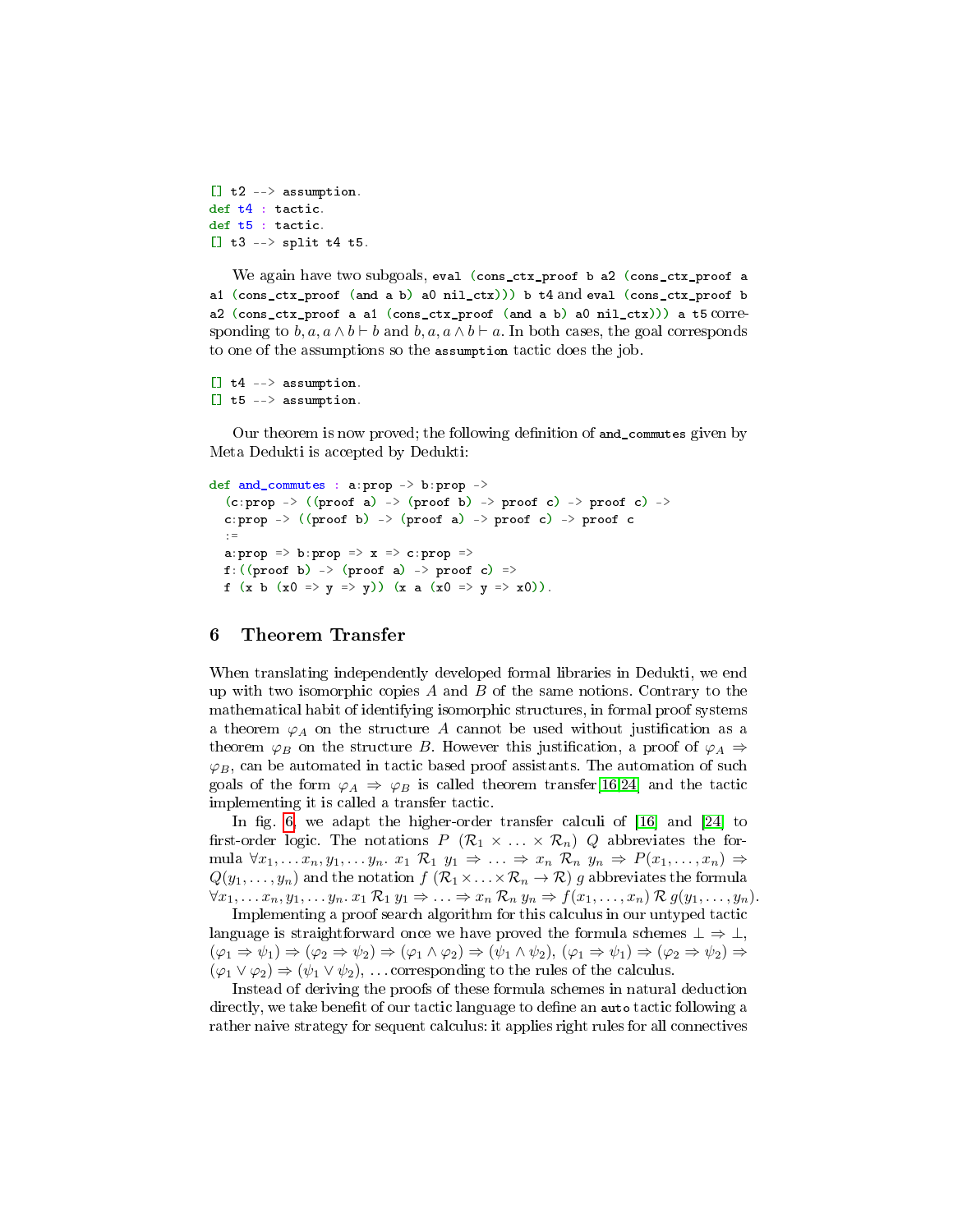```
[] t2 --> assumption.
def t4 : tactic.
def t5 : tactic.
[] t3 --> split t4 t5.
```

We again have two subgoals, `eval (cons_ctx_proof b a2 (cons_ctx_proof a a1 (cons_ctx_proof (and a b) a0 nil_ctx))) b t4` and `eval (cons_ctx_proof b a2 (cons_ctx_proof a a1 (cons_ctx_proof (and a b) a0 nil_ctx))) a t5` corresponding to $b, a, a \wedge b \vdash b$ and $b, a, a \wedge b \vdash a$. In both cases, the goal corresponds to one of the assumptions so the `assumption` tactic does the job.

```
[] t4 --> assumption.
[] t5 --> assumption.
```

Our theorem is now proved; the following definition of `and_commutes` given by Meta Dedukti is accepted by Dedukti:

```
def and_commutes : a:prop -> b:prop ->
  (c:prop -> ((proof a) -> (proof b) -> proof c) -> proof c) ->
  c:prop -> ((proof b) -> (proof a) -> proof c) -> proof c
  :=
  a:prop => b:prop => x => c:prop =>
  f:((proof b) -> (proof a) -> proof c) =>
  f (x b (x0 => y => y)) (x a (x0 => y => x0)).
```

## 6 Theorem Transfer

When translating independently developed formal libraries in Dedukti, we end up with two isomorphic copies $A$ and $B$ of the same notions. Contrary to the mathematical habit of identifying isomorphic structures, in formal proof systems a theorem $\varphi_A$ on the structure $A$ cannot be used without justification as a theorem $\varphi_B$ on the structure $B$. However this justification, a proof of $\varphi_A \Rightarrow \varphi_B$, can be automated in tactic based proof assistants. The automation of such goals of the form $\varphi_A \Rightarrow \varphi_B$ is called theorem transfer [16,24] and the tactic implementing it is called a transfer tactic.

In fig. 6, we adapt the higher-order transfer calculi of [16] and [24] to first-order logic. The notations $P\ (\mathcal{R}_1 \times \ldots \times \mathcal{R}_n)\ Q$ abbreviates the formula $\forall x_1, \ldots x_n, y_1, \ldots y_n.\ x_1\ \mathcal{R}_1\ y_1 \Rightarrow \ldots \Rightarrow x_n\ \mathcal{R}_n\ y_n \Rightarrow P(x_1, \ldots, x_n) \Rightarrow Q(y_1, \ldots, y_n)$ and the notation $f\ (\mathcal{R}_1 \times \ldots \times \mathcal{R}_n \to \mathcal{R})\ g$ abbreviates the formula $\forall x_1, \ldots x_n, y_1, \ldots y_n.\, x_1\, \mathcal{R}_1\, y_1 \Rightarrow \ldots \Rightarrow x_n\, \mathcal{R}_n\, y_n \Rightarrow f(x_1, \ldots, x_n)\, \mathcal{R}\, g(y_1, \ldots, y_n)$.

Implementing a proof search algorithm for this calculus in our untyped tactic language is straightforward once we have proved the formula schemes $\bot \Rightarrow \bot$, $(\varphi_1 \Rightarrow \psi_1) \Rightarrow (\varphi_2 \Rightarrow \psi_2) \Rightarrow (\varphi_1 \wedge \varphi_2) \Rightarrow (\psi_1 \wedge \psi_2)$, $(\varphi_1 \Rightarrow \psi_1) \Rightarrow (\varphi_2 \Rightarrow \psi_2) \Rightarrow (\varphi_1 \vee \varphi_2) \Rightarrow (\psi_1 \vee \psi_2)$, ... corresponding to the rules of the calculus.

Instead of deriving the proofs of these formula schemes in natural deduction directly, we take benefit of our tactic language to define an `auto` tactic following a rather naive strategy for sequent calculus: it applies right rules for all connectives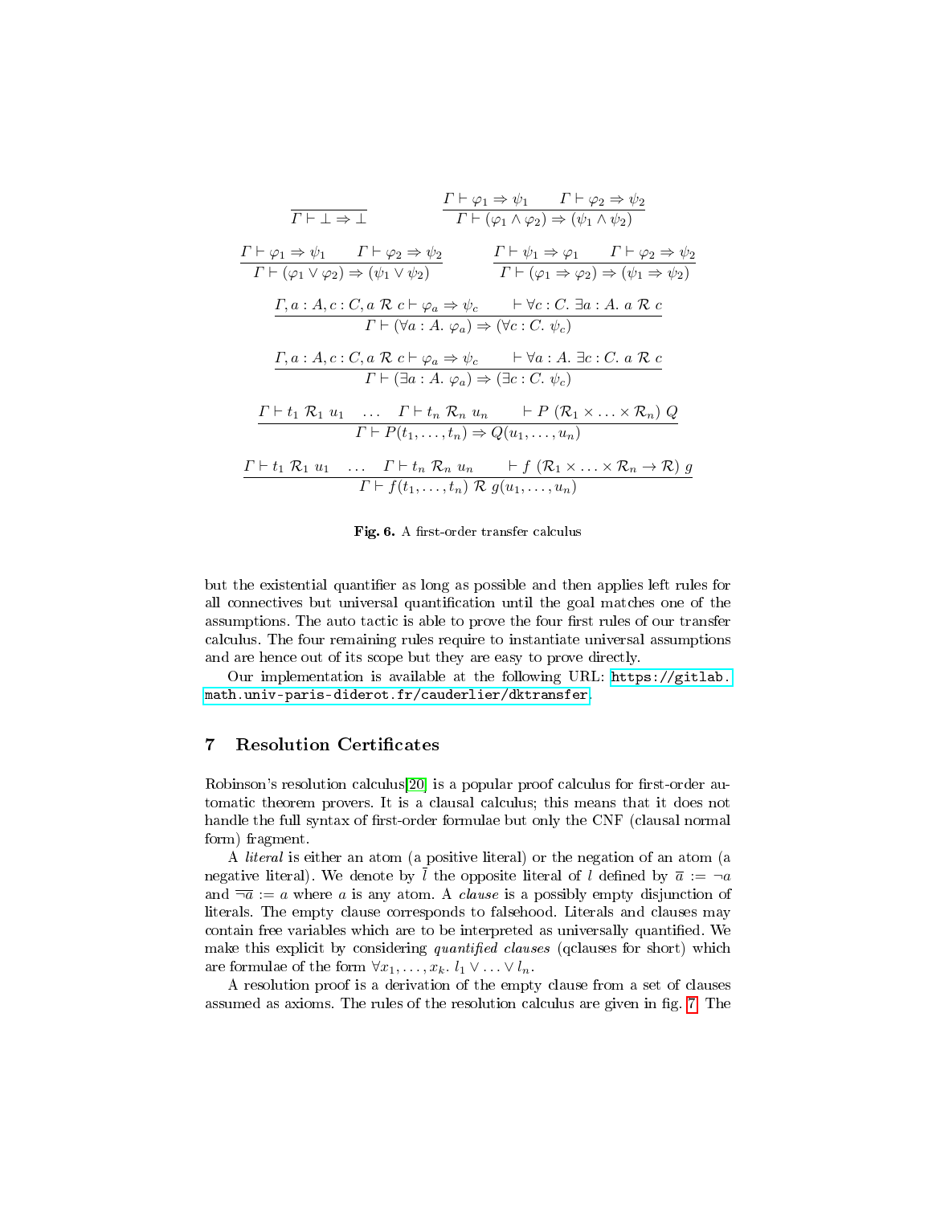$$\frac{}{\Gamma \vdash \bot \Rightarrow \bot} \qquad \frac{\Gamma \vdash \varphi_1 \Rightarrow \psi_1 \qquad \Gamma \vdash \varphi_2 \Rightarrow \psi_2}{\Gamma \vdash (\varphi_1 \wedge \varphi_2) \Rightarrow (\psi_1 \wedge \psi_2)}$$

$$\frac{\Gamma \vdash \varphi_1 \Rightarrow \psi_1 \qquad \Gamma \vdash \varphi_2 \Rightarrow \psi_2}{\Gamma \vdash (\varphi_1 \vee \varphi_2) \Rightarrow (\psi_1 \vee \psi_2)} \qquad \frac{\Gamma \vdash \psi_1 \Rightarrow \varphi_1 \qquad \Gamma \vdash \varphi_2 \Rightarrow \psi_2}{\Gamma \vdash (\varphi_1 \Rightarrow \varphi_2) \Rightarrow (\psi_1 \Rightarrow \psi_2)}$$

$$\frac{\Gamma, a : A, c : C, a \mathrel{\mathcal{R}} c \vdash \varphi_a \Rightarrow \psi_c \qquad \vdash \forall c : C.\ \exists a : A.\ a \mathrel{\mathcal{R}} c}{\Gamma \vdash (\forall a : A.\ \varphi_a) \Rightarrow (\forall c : C.\ \psi_c)}$$

$$\frac{\Gamma, a : A, c : C, a \mathrel{\mathcal{R}} c \vdash \varphi_a \Rightarrow \psi_c \qquad \vdash \forall a : A.\ \exists c : C.\ a \mathrel{\mathcal{R}} c}{\Gamma \vdash (\exists a : A.\ \varphi_a) \Rightarrow (\exists c : C.\ \psi_c)}$$

$$\frac{\Gamma \vdash t_1 \mathrel{\mathcal{R}_1} u_1 \quad \ldots \quad \Gamma \vdash t_n \mathrel{\mathcal{R}_n} u_n \qquad \vdash P\ (\mathcal{R}_1 \times \ldots \times \mathcal{R}_n)\ Q}{\Gamma \vdash P(t_1, \ldots, t_n) \Rightarrow Q(u_1, \ldots, u_n)}$$

$$\frac{\Gamma \vdash t_1 \mathrel{\mathcal{R}_1} u_1 \quad \ldots \quad \Gamma \vdash t_n \mathrel{\mathcal{R}_n} u_n \qquad \vdash f\ (\mathcal{R}_1 \times \ldots \times \mathcal{R}_n \to \mathcal{R})\ g}{\Gamma \vdash f(t_1, \ldots, t_n) \mathrel{\mathcal{R}} g(u_1, \ldots, u_n)}$$

**Fig. 6.** A first-order transfer calculus

but the existential quantifier as long as possible and then applies left rules for all connectives but universal quantification until the goal matches one of the assumptions. The auto tactic is able to prove the four first rules of our transfer calculus. The four remaining rules require to instantiate universal assumptions and are hence out of its scope but they are easy to prove directly.

Our implementation is available at the following URL: `https://gitlab.math.univ-paris-diderot.fr/cauderlier/dktransfer`.

## 7 Resolution Certificates

Robinson's resolution calculus[20] is a popular proof calculus for first-order automatic theorem provers. It is a clausal calculus; this means that it does not handle the full syntax of first-order formulae but only the CNF (clausal normal form) fragment.

A *literal* is either an atom (a positive literal) or the negation of an atom (a negative literal). We denote by $\bar{l}$ the opposite literal of $l$ defined by $\bar{a} := \neg a$ and $\overline{\neg a} := a$ where $a$ is any atom. A *clause* is a possibly empty disjunction of literals. The empty clause corresponds to falsehood. Literals and clauses may contain free variables which are to be interpreted as universally quantified. We make this explicit by considering *quantified clauses* (qclauses for short) which are formulae of the form $\forall x_1, \ldots, x_k.\ l_1 \vee \ldots \vee l_n$.

A resolution proof is a derivation of the empty clause from a set of clauses assumed as axioms. The rules of the resolution calculus are given in fig. 7. The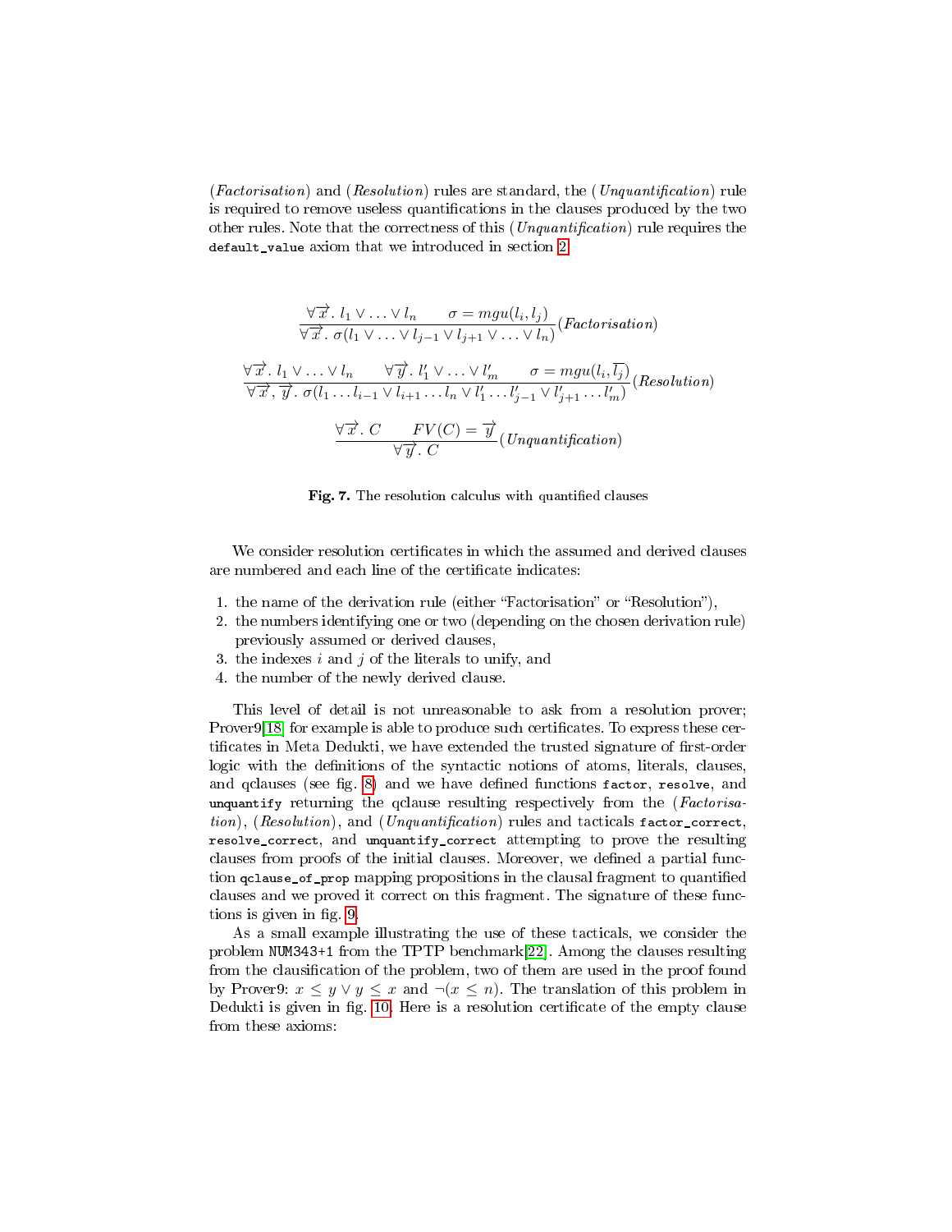(*Factorisation*) and (*Resolution*) rules are standard, the (*Unquantification*) rule is required to remove useless quantifications in the clauses produced by the two other rules. Note that the correctness of this (*Unquantification*) rule requires the `default_value` axiom that we introduced in section 2.

$$\frac{\forall \overrightarrow{x}.\ l_1 \vee \ldots \vee l_n \qquad \sigma = mgu(l_i, l_j)}{\forall \overrightarrow{x}.\ \sigma(l_1 \vee \ldots \vee l_{j-1} \vee l_{j+1} \vee \ldots \vee l_n)}(\mathit{Factorisation})$$

$$\frac{\forall \overrightarrow{x}.\ l_1 \vee \ldots \vee l_n \qquad \forall \overrightarrow{y}.\ l'_1 \vee \ldots \vee l'_m \qquad \sigma = mgu(l_i, \overline{l_j})}{\forall \overrightarrow{x}, \overrightarrow{y}.\ \sigma(l_1 \ldots l_{i-1} \vee l_{i+1} \ldots l_n \vee l'_1 \ldots l'_{j-1} \vee l'_{j+1} \ldots l'_m)}(\mathit{Resolution})$$

$$\frac{\forall \overrightarrow{x}.\ C \qquad FV(C) = \overrightarrow{y}}{\forall \overrightarrow{y}.\ C}(\mathit{Unquantification})$$

**Fig. 7.** The resolution calculus with quantified clauses

We consider resolution certificates in which the assumed and derived clauses are numbered and each line of the certificate indicates:

1. the name of the derivation rule (either "Factorisation" or "Resolution"),
2. the numbers identifying one or two (depending on the chosen derivation rule) previously assumed or derived clauses,
3. the indexes $i$ and $j$ of the literals to unify, and
4. the number of the newly derived clause.

This level of detail is not unreasonable to ask from a resolution prover; Prover9[18] for example is able to produce such certificates. To express these certificates in Meta Dedukti, we have extended the trusted signature of first-order logic with the definitions of the syntactic notions of atoms, literals, clauses, and qclauses (see fig. 8) and we have defined functions `factor`, `resolve`, and `unquantify` returning the qclause resulting respectively from the (*Factorisation*), (*Resolution*), and (*Unquantification*) rules and tacticals `factor_correct`, `resolve_correct`, and `unquantify_correct` attempting to prove the resulting clauses from proofs of the initial clauses. Moreover, we defined a partial function `qclause_of_prop` mapping propositions in the clausal fragment to quantified clauses and we proved it correct on this fragment. The signature of these functions is given in fig. 9.

As a small example illustrating the use of these tacticals, we consider the problem NUM343+1 from the TPTP benchmark[22]. Among the clauses resulting from the clausification of the problem, two of them are used in the proof found by Prover9: $x \leq y \vee y \leq x$ and $\neg(x \leq n)$. The translation of this problem in Dedukti is given in fig. 10. Here is a resolution certificate of the empty clause from these axioms: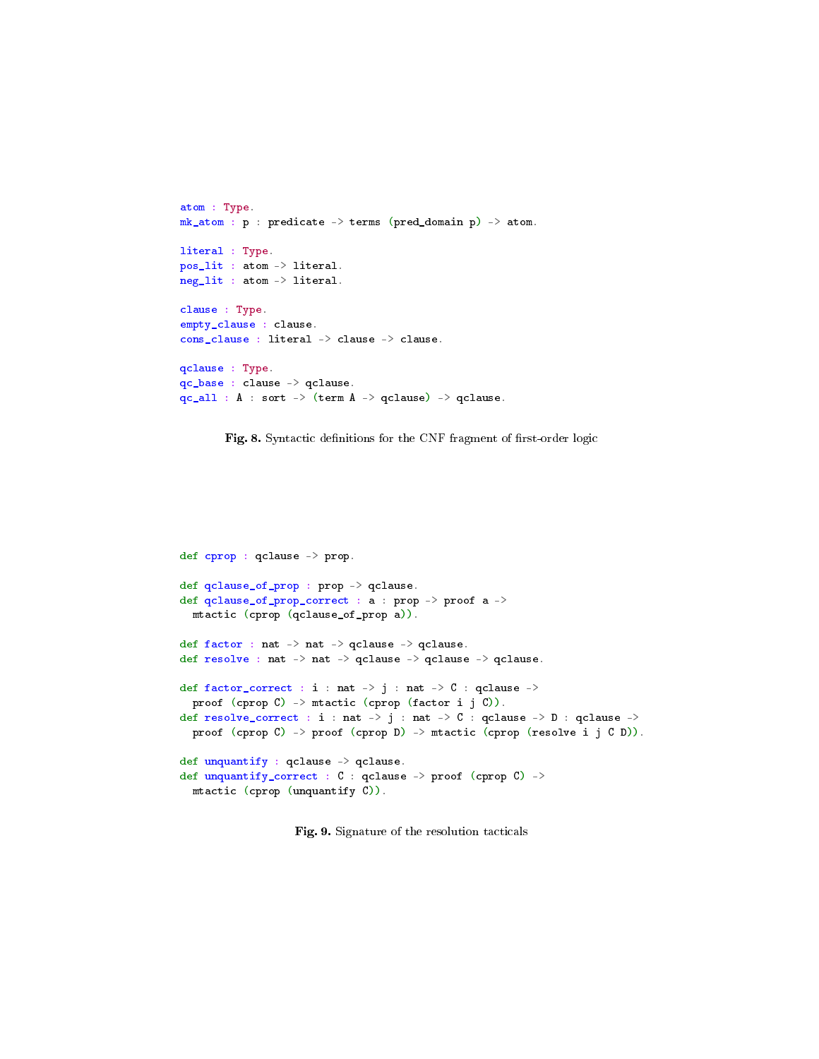```
atom : Type.
mk_atom : p : predicate -> terms (pred_domain p) -> atom.

literal : Type.
pos_lit : atom -> literal.
neg_lit : atom -> literal.

clause : Type.
empty_clause : clause.
cons_clause : literal -> clause -> clause.

qclause : Type.
qc_base : clause -> qclause.
qc_all : A : sort -> (term A -> qclause) -> qclause.
```

**Fig. 8.** Syntactic definitions for the CNF fragment of first-order logic

```
def cprop : qclause -> prop.

def qclause_of_prop : prop -> qclause.
def qclause_of_prop_correct : a : prop -> proof a ->
  mtactic (cprop (qclause_of_prop a)).

def factor : nat -> nat -> qclause -> qclause.
def resolve : nat -> nat -> qclause -> qclause -> qclause.

def factor_correct : i : nat -> j : nat -> C : qclause ->
  proof (cprop C) -> mtactic (cprop (factor i j C)).
def resolve_correct : i : nat -> j : nat -> C : qclause -> D : qclause ->
  proof (cprop C) -> proof (cprop D) -> mtactic (cprop (resolve i j C D)).

def unquantify : qclause -> qclause.
def unquantify_correct : C : qclause -> proof (cprop C) ->
  mtactic (cprop (unquantify C)).
```

**Fig. 9.** Signature of the resolution tacticals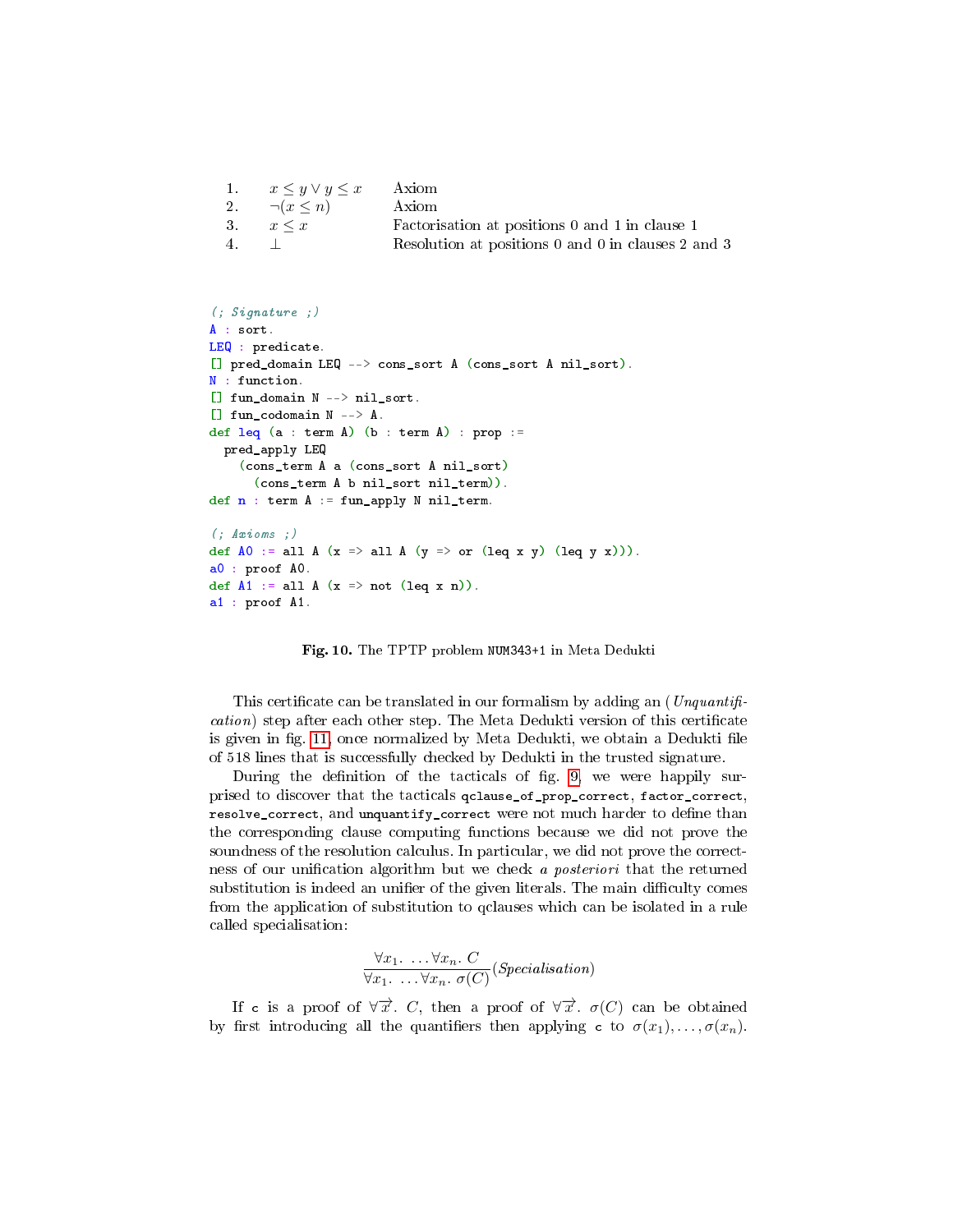| | | |
|---|---|---|
| 1. | $x \leq y \vee y \leq x$ | Axiom |
| 2. | $\neg(x \leq n)$ | Axiom |
| 3. | $x \leq x$ | Factorisation at positions 0 and 1 in clause 1 |
| 4. | $\bot$ | Resolution at positions 0 and 0 in clauses 2 and 3 |

```
(; Signature ;)
A : sort.
LEQ : predicate.
[] pred_domain LEQ --> cons_sort A (cons_sort A nil_sort).
N : function.
[] fun_domain N --> nil_sort.
[] fun_codomain N --> A.
def leq (a : term A) (b : term A) : prop :=
  pred_apply LEQ
    (cons_term A a (cons_sort A nil_sort)
      (cons_term A b nil_sort nil_term)).
def n : term A := fun_apply N nil_term.

(; Axioms ;)
def A0 := all A (x => all A (y => or (leq x y) (leq y x))).
a0 : proof A0.
def A1 := all A (x => not (leq x n)).
a1 : proof A1.
```

**Fig. 10.** The TPTP problem `NUM343+1` in Meta Dedukti

This certificate can be translated in our formalism by adding an (*Unquantification*) step after each other step. The Meta Dedukti version of this certificate is given in fig. 11, once normalized by Meta Dedukti, we obtain a Dedukti file of 518 lines that is successfully checked by Dedukti in the trusted signature.

During the definition of the tacticals of fig. 9, we were happily surprised to discover that the tacticals `qclause_of_prop_correct`, `factor_correct`, `resolve_correct`, and `unquantify_correct` were not much harder to define than the corresponding clause computing functions because we did not prove the soundness of the resolution calculus. In particular, we did not prove the correctness of our unification algorithm but we check *a posteriori* that the returned substitution is indeed an unifier of the given literals. The main difficulty comes from the application of substitution to qclauses which can be isolated in a rule called specialisation:

$$\frac{\forall x_1.\ \ldots \forall x_n.\ C}{\forall x_1.\ \ldots \forall x_n.\ \sigma(C)}(\textit{Specialisation})$$

If `c` is a proof of $\forall \overrightarrow{x}.\ C$, then a proof of $\forall \overrightarrow{x}.\ \sigma(C)$ can be obtained by first introducing all the quantifiers then applying `c` to $\sigma(x_1), \ldots, \sigma(x_n)$.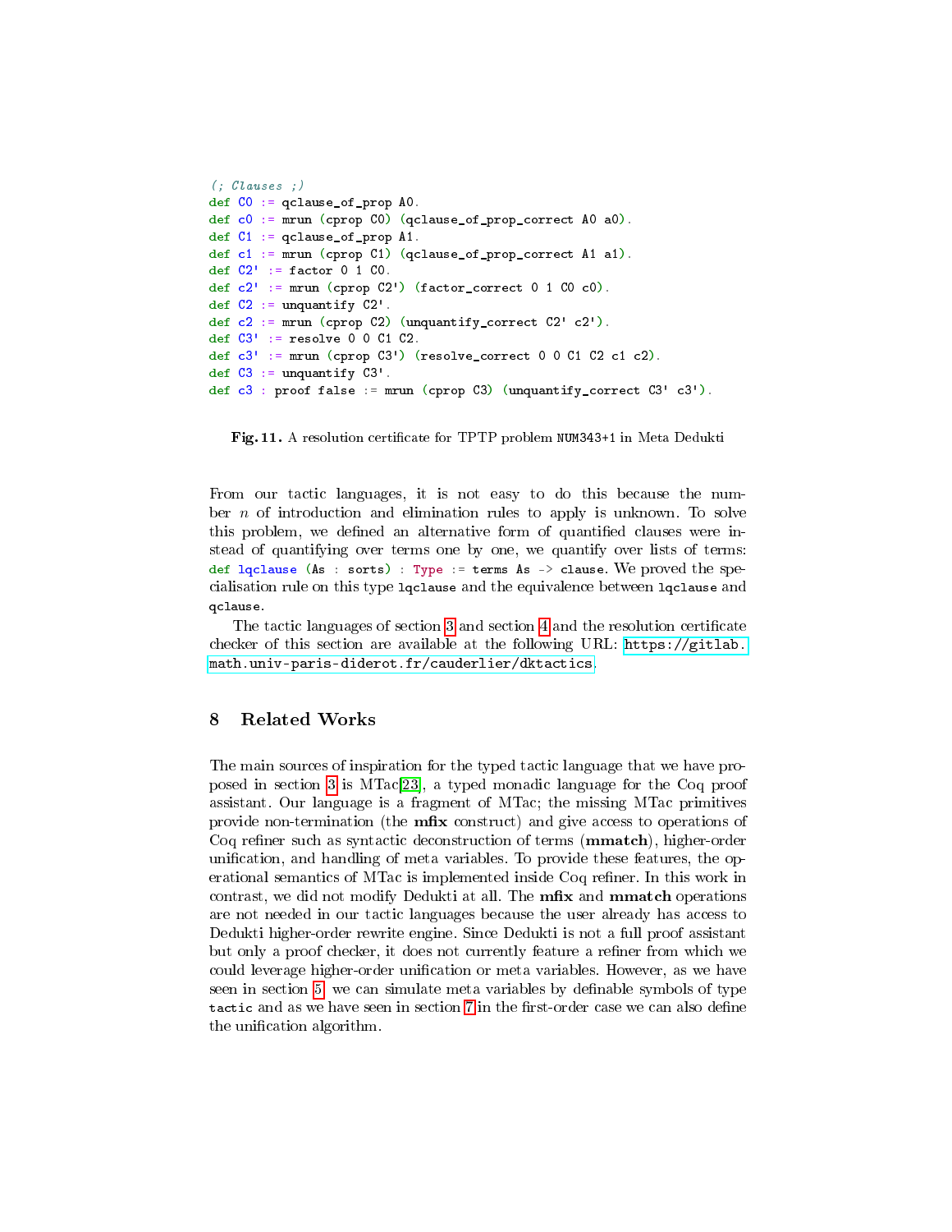```
(; Clauses ;)
def C0 := qclause_of_prop A0.
def c0 := mrun (cprop C0) (qclause_of_prop_correct A0 a0).
def C1 := qclause_of_prop A1.
def c1 := mrun (cprop C1) (qclause_of_prop_correct A1 a1).
def C2' := factor 0 1 C0.
def c2' := mrun (cprop C2') (factor_correct 0 1 C0 c0).
def C2 := unquantify C2'.
def c2 := mrun (cprop C2) (unquantify_correct C2' c2').
def C3' := resolve 0 0 C1 C2.
def c3' := mrun (cprop C3') (resolve_correct 0 0 C1 C2 c1 c2).
def C3 := unquantify C3'.
def c3 : proof false := mrun (cprop C3) (unquantify_correct C3' c3').
```

**Fig. 11.** A resolution certificate for TPTP problem `NUM343+1` in Meta Dedukti

From our tactic languages, it is not easy to do this because the number $n$ of introduction and elimination rules to apply is unknown. To solve this problem, we defined an alternative form of quantified clauses were instead of quantifying over terms one by one, we quantify over lists of terms: `def lqclause (As : sorts) : Type := terms As -> clause`. We proved the specialisation rule on this type `lqclause` and the equivalence between `lqclause` and `qclause`.

The tactic languages of section 3 and section 4 and the resolution certificate checker of this section are available at the following URL: https://gitlab.math.univ-paris-diderot.fr/cauderlier/dktactics.

## 8 Related Works

The main sources of inspiration for the typed tactic language that we have proposed in section 3 is MTac[23], a typed monadic language for the Coq proof assistant. Our language is a fragment of MTac; the missing MTac primitives provide non-termination (the **mfix** construct) and give access to operations of Coq refiner such as syntactic deconstruction of terms (**mmatch**), higher-order unification, and handling of meta variables. To provide these features, the operational semantics of MTac is implemented inside Coq refiner. In this work in contrast, we did not modify Dedukti at all. The **mfix** and **mmatch** operations are not needed in our tactic languages because the user already has access to Dedukti higher-order rewrite engine. Since Dedukti is not a full proof assistant but only a proof checker, it does not currently feature a refiner from which we could leverage higher-order unification or meta variables. However, as we have seen in section 5, we can simulate meta variables by definable symbols of type `tactic` and as we have seen in section 7 in the first-order case we can also define the unification algorithm.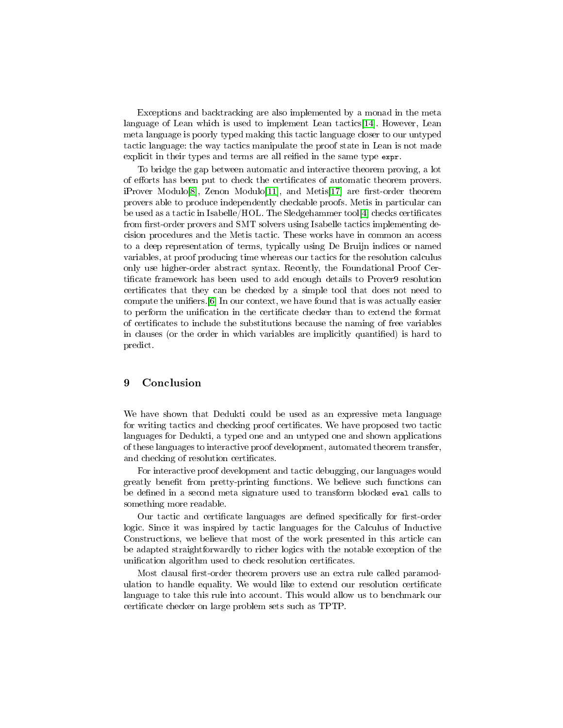Exceptions and backtracking are also implemented by a monad in the meta language of Lean which is used to implement Lean tactics[14]. However, Lean meta language is poorly typed making this tactic language closer to our untyped tactic language: the way tactics manipulate the proof state in Lean is not made explicit in their types and terms are all reified in the same type `expr`.

To bridge the gap between automatic and interactive theorem proving, a lot of efforts has been put to check the certificates of automatic theorem provers. iProver Modulo[8], Zenon Modulo[11], and Metis[17] are first-order theorem provers able to produce independently checkable proofs. Metis in particular can be used as a tactic in Isabelle/HOL. The Sledgehammer tool[4] checks certificates from first-order provers and SMT solvers using Isabelle tactics implementing decision procedures and the Metis tactic. These works have in common an access to a deep representation of terms, typically using De Bruijn indices or named variables, at proof producing time whereas our tactics for the resolution calculus only use higher-order abstract syntax. Recently, the Foundational Proof Certificate framework has been used to add enough details to Prover9 resolution certificates that they can be checked by a simple tool that does not need to compute the unifiers.[6] In our context, we have found that is was actually easier to perform the unification in the certificate checker than to extend the format of certificates to include the substitutions because the naming of free variables in clauses (or the order in which variables are implicitly quantified) is hard to predict.

# 9 Conclusion

We have shown that Dedukti could be used as an expressive meta language for writing tactics and checking proof certificates. We have proposed two tactic languages for Dedukti, a typed one and an untyped one and shown applications of these languages to interactive proof development, automated theorem transfer, and checking of resolution certificates.

For interactive proof development and tactic debugging, our languages would greatly benefit from pretty-printing functions. We believe such functions can be defined in a second meta signature used to transform blocked `eval` calls to something more readable.

Our tactic and certificate languages are defined specifically for first-order logic. Since it was inspired by tactic languages for the Calculus of Inductive Constructions, we believe that most of the work presented in this article can be adapted straightforwardly to richer logics with the notable exception of the unification algorithm used to check resolution certificates.

Most clausal first-order theorem provers use an extra rule called paramodulation to handle equality. We would like to extend our resolution certificate language to take this rule into account. This would allow us to benchmark our certificate checker on large problem sets such as TPTP.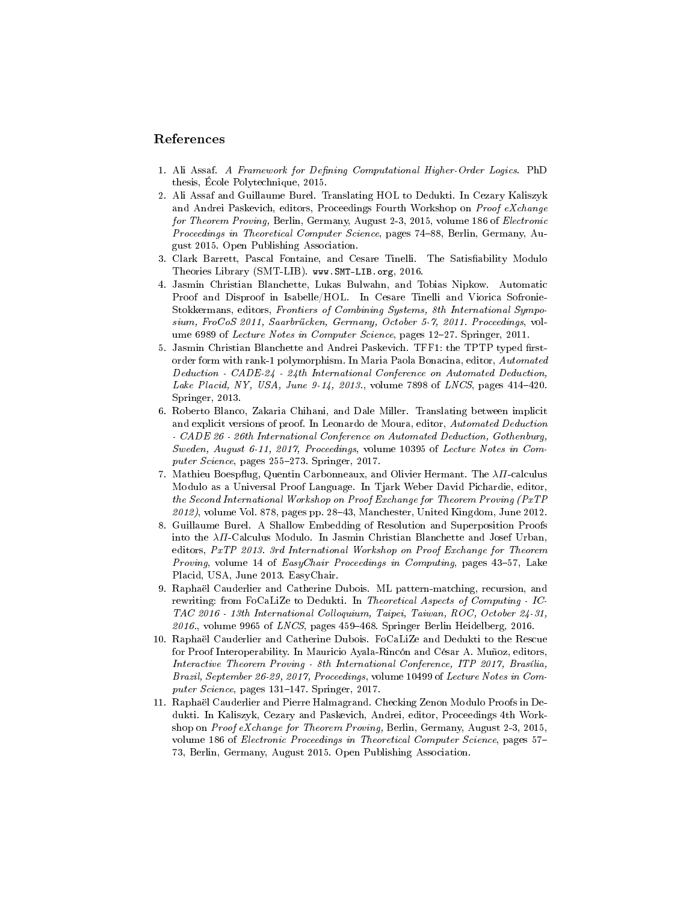## References

1. Ali Assaf. *A Framework for Defining Computational Higher-Order Logics*. PhD thesis, École Polytechnique, 2015.
2. Ali Assaf and Guillaume Burel. Translating HOL to Dedukti. In Cezary Kaliszyk and Andrei Paskevich, editors, Proceedings Fourth Workshop on *Proof eXchange for Theorem Proving*, Berlin, Germany, August 2-3, 2015, volume 186 of *Electronic Proceedings in Theoretical Computer Science*, pages 74–88, Berlin, Germany, August 2015. Open Publishing Association.
3. Clark Barrett, Pascal Fontaine, and Cesare Tinelli. The Satisfiability Modulo Theories Library (SMT-LIB). www.SMT-LIB.org, 2016.
4. Jasmin Christian Blanchette, Lukas Bulwahn, and Tobias Nipkow. Automatic Proof and Disproof in Isabelle/HOL. In Cesare Tinelli and Viorica Sofronie-Stokkermans, editors, *Frontiers of Combining Systems, 8th International Symposium, FroCoS 2011, Saarbrücken, Germany, October 5-7, 2011. Proceedings*, volume 6989 of *Lecture Notes in Computer Science*, pages 12–27. Springer, 2011.
5. Jasmin Christian Blanchette and Andrei Paskevich. TFF1: the TPTP typed first-order form with rank-1 polymorphism. In Maria Paola Bonacina, editor, *Automated Deduction - CADE-24 - 24th International Conference on Automated Deduction, Lake Placid, NY, USA, June 9-14, 2013.*, volume 7898 of *LNCS*, pages 414–420. Springer, 2013.
6. Roberto Blanco, Zakaria Chihani, and Dale Miller. Translating between implicit and explicit versions of proof. In Leonardo de Moura, editor, *Automated Deduction - CADE 26 - 26th International Conference on Automated Deduction, Gothenburg, Sweden, August 6-11, 2017, Proceedings*, volume 10395 of *Lecture Notes in Computer Science*, pages 255–273. Springer, 2017.
7. Mathieu Boespflug, Quentin Carbonneaux, and Olivier Hermant. The $\lambda\Pi$-calculus Modulo as a Universal Proof Language. In Tjark Weber David Pichardie, editor, *the Second International Workshop on Proof Exchange for Theorem Proving (PxTP 2012)*, volume Vol. 878, pages pp. 28–43, Manchester, United Kingdom, June 2012.
8. Guillaume Burel. A Shallow Embedding of Resolution and Superposition Proofs into the $\lambda\Pi$-Calculus Modulo. In Jasmin Christian Blanchette and Josef Urban, editors, *PxTP 2013. 3rd International Workshop on Proof Exchange for Theorem Proving*, volume 14 of *EasyChair Proceedings in Computing*, pages 43–57, Lake Placid, USA, June 2013. EasyChair.
9. Raphaël Cauderlier and Catherine Dubois. ML pattern-matching, recursion, and rewriting: from FoCaLiZe to Dedukti. In *Theoretical Aspects of Computing - ICTAC 2016 - 13th International Colloquium, Taipei, Taiwan, ROC, October 24-31, 2016.*, volume 9965 of *LNCS*, pages 459–468. Springer Berlin Heidelberg, 2016.
10. Raphaël Cauderlier and Catherine Dubois. FoCaLiZe and Dedukti to the Rescue for Proof Interoperability. In Mauricio Ayala-Rincón and César A. Muñoz, editors, *Interactive Theorem Proving - 8th International Conference, ITP 2017, Brasília, Brazil, September 26-29, 2017, Proceedings*, volume 10499 of *Lecture Notes in Computer Science*, pages 131–147. Springer, 2017.
11. Raphaël Cauderlier and Pierre Halmagrand. Checking Zenon Modulo Proofs in Dedukti. In Kaliszyk, Cezary and Paskevich, Andrei, editor, Proceedings 4th Workshop on *Proof eXchange for Theorem Proving*, Berlin, Germany, August 2-3, 2015, volume 186 of *Electronic Proceedings in Theoretical Computer Science*, pages 57–73, Berlin, Germany, August 2015. Open Publishing Association.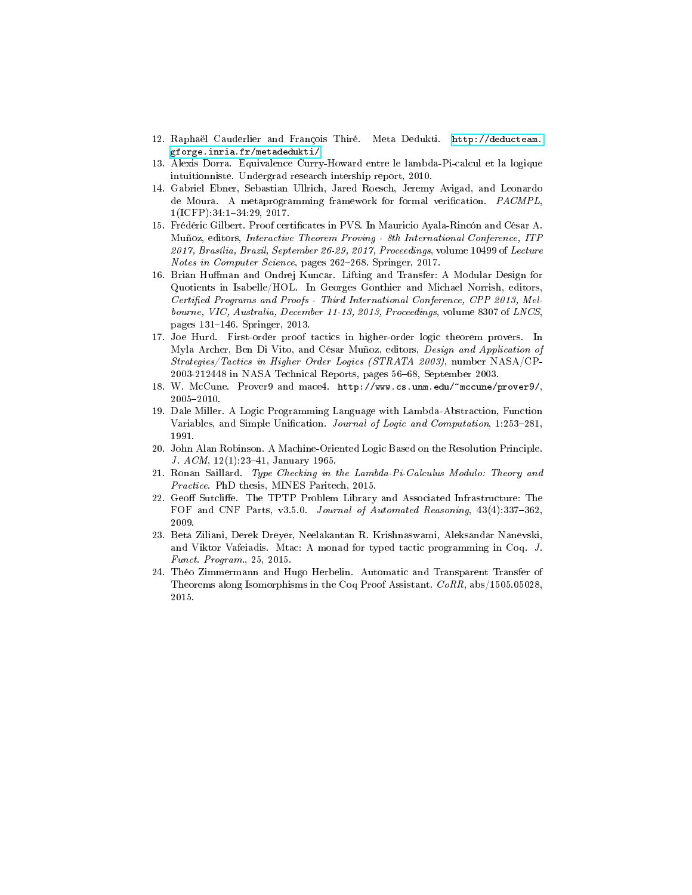12. Raphaël Cauderlier and François Thiré. Meta Dedukti. http://deducteam.gforge.inria.fr/metadedukti/
13. Alexis Dorra. Equivalence Curry-Howard entre le lambda-Pi-calcul et la logique intuitionniste. Undergrad research intership report, 2010.
14. Gabriel Ebner, Sebastian Ullrich, Jared Roesch, Jeremy Avigad, and Leonardo de Moura. A metaprogramming framework for formal verification. *PACMPL*, 1(ICFP):34:1–34:29, 2017.
15. Frédéric Gilbert. Proof certificates in PVS. In Mauricio Ayala-Rincón and César A. Muñoz, editors, *Interactive Theorem Proving - 8th International Conference, ITP 2017, Brasília, Brazil, September 26-29, 2017, Proceedings*, volume 10499 of *Lecture Notes in Computer Science*, pages 262–268. Springer, 2017.
16. Brian Huffman and Ondrej Kuncar. Lifting and Transfer: A Modular Design for Quotients in Isabelle/HOL. In Georges Gonthier and Michael Norrish, editors, *Certified Programs and Proofs - Third International Conference, CPP 2013, Melbourne, VIC, Australia, December 11-13, 2013, Proceedings*, volume 8307 of *LNCS*, pages 131–146. Springer, 2013.
17. Joe Hurd. First-order proof tactics in higher-order logic theorem provers. In Myla Archer, Ben Di Vito, and César Muñoz, editors, *Design and Application of Strategies/Tactics in Higher Order Logics (STRATA 2003)*, number NASA/CP-2003-212448 in NASA Technical Reports, pages 56–68, September 2003.
18. W. McCune. Prover9 and mace4. http://www.cs.unm.edu/~mccune/prover9/, 2005–2010.
19. Dale Miller. A Logic Programming Language with Lambda-Abstraction, Function Variables, and Simple Unification. *Journal of Logic and Computation*, 1:253–281, 1991.
20. John Alan Robinson. A Machine-Oriented Logic Based on the Resolution Principle. *J. ACM*, 12(1):23–41, January 1965.
21. Ronan Saillard. *Type Checking in the Lambda-Pi-Calculus Modulo: Theory and Practice*. PhD thesis, MINES Paritech, 2015.
22. Geoff Sutcliffe. The TPTP Problem Library and Associated Infrastructure: The FOF and CNF Parts, v3.5.0. *Journal of Automated Reasoning*, 43(4):337–362, 2009.
23. Beta Ziliani, Derek Dreyer, Neelakantan R. Krishnaswami, Aleksandar Nanevski, and Viktor Vafeiadis. Mtac: A monad for typed tactic programming in Coq. *J. Funct. Program.*, 25, 2015.
24. Théo Zimmermann and Hugo Herbelin. Automatic and Transparent Transfer of Theorems along Isomorphisms in the Coq Proof Assistant. *CoRR*, abs/1505.05028, 2015.